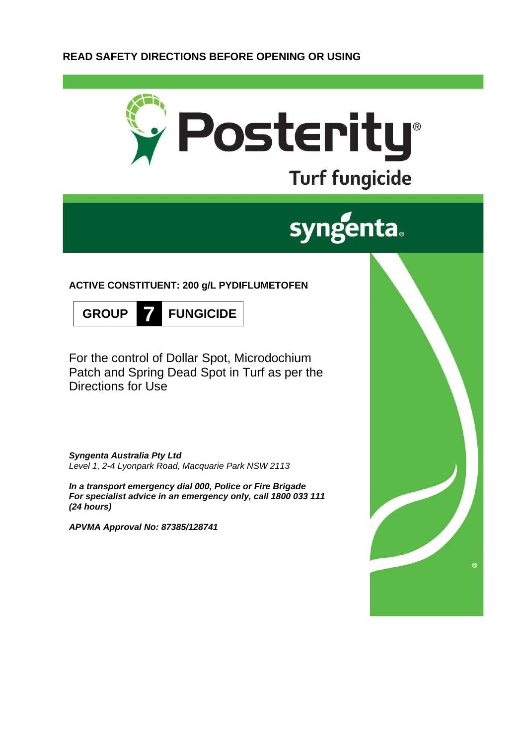**READ SAFETY DIRECTIONS BEFORE OPENING OR USING**

# Posterity®

## Turf fungicide

syngenta®

**ACTIVE CONSTITUENT: 200 g/L PYDIFLUMETOFEN**

**GROUP 7 FUNGICIDE**

For the control of Dollar Spot, Microdochium Patch and Spring Dead Spot in Turf as per the Directions for Use

***Syngenta Australia Pty Ltd***
*Level 1, 2-4 Lyonpark Road, Macquarie Park NSW 2113*

***In a transport emergency dial 000, Police or Fire Brigade***
***For specialist advice in an emergency only, call 1800 033 111 (24 hours)***

***APVMA Approval No: 87385/128741***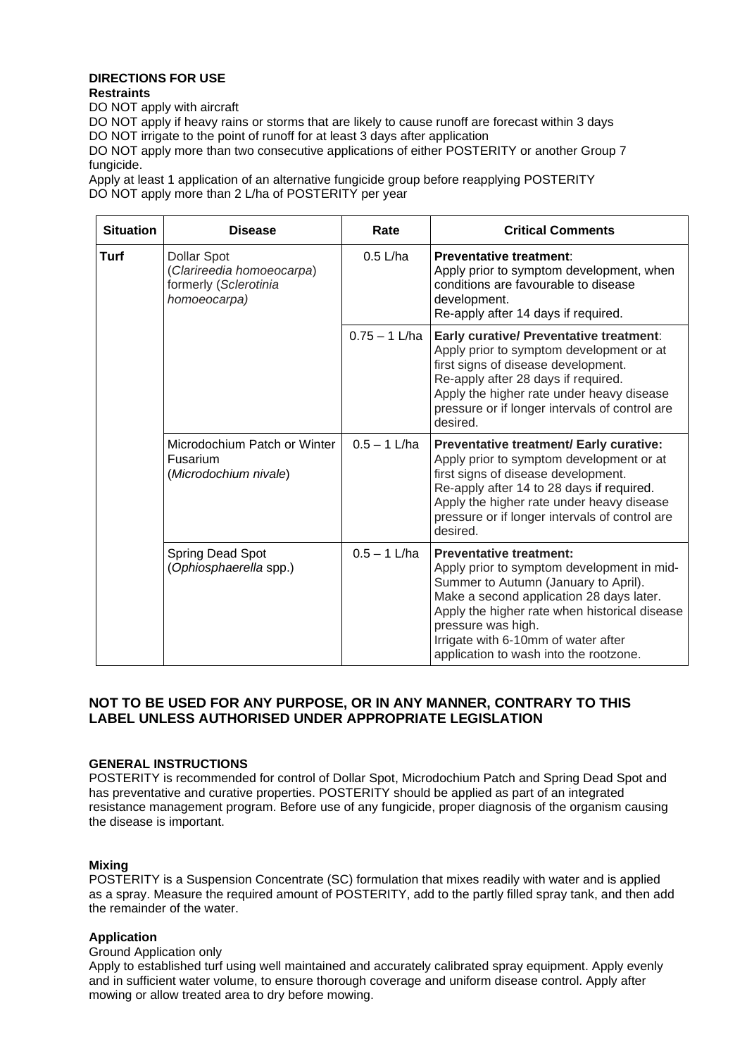## DIRECTIONS FOR USE

**Restraints**

DO NOT apply with aircraft

DO NOT apply if heavy rains or storms that are likely to cause runoff are forecast within 3 days

DO NOT irrigate to the point of runoff for at least 3 days after application

DO NOT apply more than two consecutive applications of either POSTERITY or another Group 7 fungicide.

Apply at least 1 application of an alternative fungicide group before reapplying POSTERITY

DO NOT apply more than 2 L/ha of POSTERITY per year

| Situation | Disease | Rate | Critical Comments |
|---|---|---|---|
| **Turf** | Dollar Spot (*Clarireedia homoeocarpa*) formerly (*Sclerotinia homoeocarpa)* | 0.5 L/ha | **Preventative treatment**: Apply prior to symptom development, when conditions are favourable to disease development. Re-apply after 14 days if required. |
| | | 0.75 – 1 L/ha | **Early curative/ Preventative treatment**: Apply prior to symptom development or at first signs of disease development. Re-apply after 28 days if required. Apply the higher rate under heavy disease pressure or if longer intervals of control are desired. |
| | Microdochium Patch or Winter Fusarium (*Microdochium nivale*) | 0.5 – 1 L/ha | **Preventative treatment/ Early curative:** Apply prior to symptom development or at first signs of disease development. Re-apply after 14 to 28 days if required. Apply the higher rate under heavy disease pressure or if longer intervals of control are desired. |
| | Spring Dead Spot (*Ophiosphaerella* spp.) | 0.5 – 1 L/ha | **Preventative treatment:** Apply prior to symptom development in mid-Summer to Autumn (January to April). Make a second application 28 days later. Apply the higher rate when historical disease pressure was high. Irrigate with 6-10mm of water after application to wash into the rootzone. |

**NOT TO BE USED FOR ANY PURPOSE, OR IN ANY MANNER, CONTRARY TO THIS LABEL UNLESS AUTHORISED UNDER APPROPRIATE LEGISLATION**

### GENERAL INSTRUCTIONS

POSTERITY is recommended for control of Dollar Spot, Microdochium Patch and Spring Dead Spot and has preventative and curative properties. POSTERITY should be applied as part of an integrated resistance management program. Before use of any fungicide, proper diagnosis of the organism causing the disease is important.

### Mixing

POSTERITY is a Suspension Concentrate (SC) formulation that mixes readily with water and is applied as a spray. Measure the required amount of POSTERITY, add to the partly filled spray tank, and then add the remainder of the water.

### Application

Ground Application only

Apply to established turf using well maintained and accurately calibrated spray equipment. Apply evenly and in sufficient water volume, to ensure thorough coverage and uniform disease control. Apply after mowing or allow treated area to dry before mowing.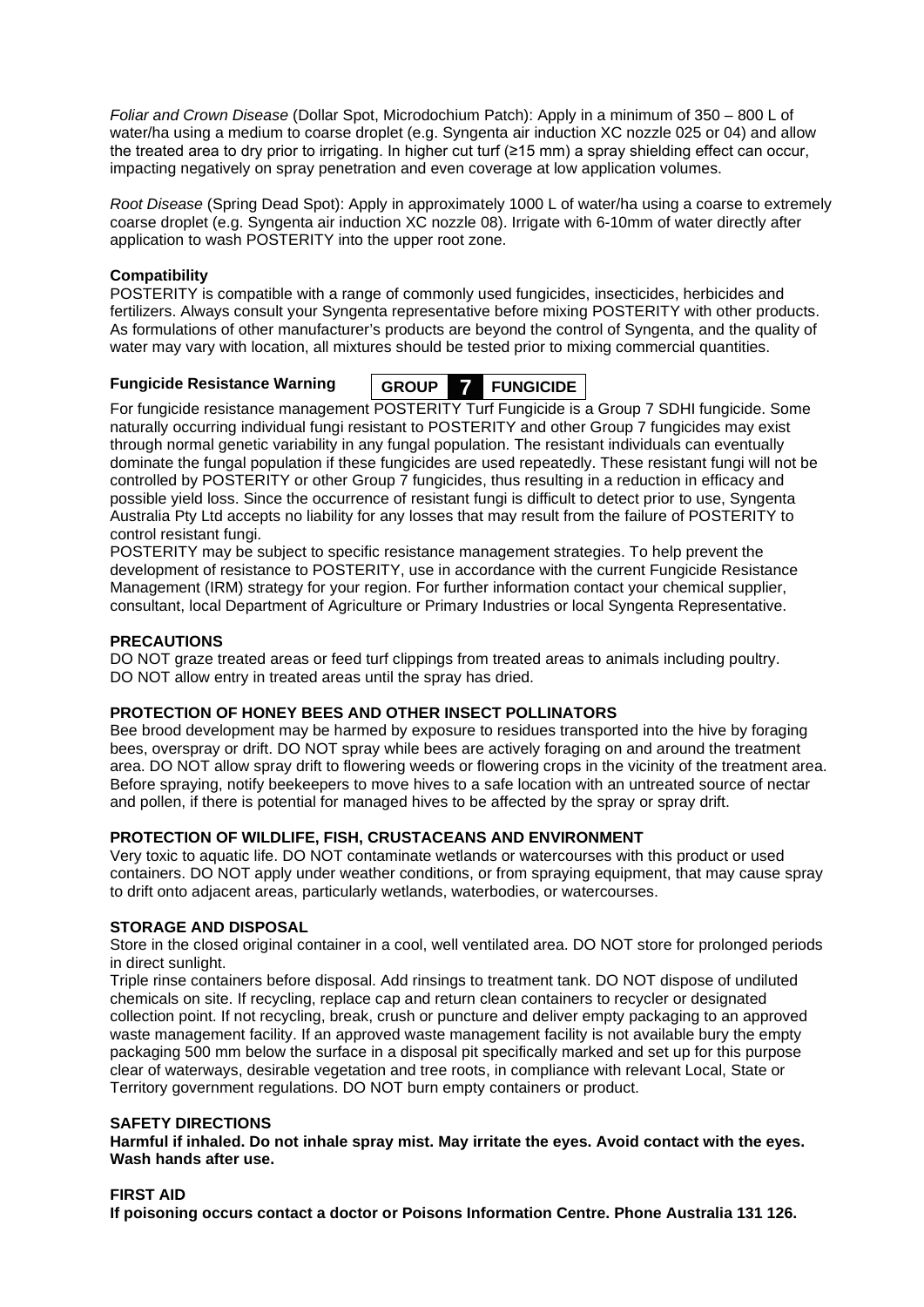*Foliar and Crown Disease* (Dollar Spot, Microdochium Patch): Apply in a minimum of 350 – 800 L of water/ha using a medium to coarse droplet (e.g. Syngenta air induction XC nozzle 025 or 04) and allow the treated area to dry prior to irrigating. In higher cut turf (≥15 mm) a spray shielding effect can occur, impacting negatively on spray penetration and even coverage at low application volumes.

*Root Disease* (Spring Dead Spot): Apply in approximately 1000 L of water/ha using a coarse to extremely coarse droplet (e.g. Syngenta air induction XC nozzle 08). Irrigate with 6-10mm of water directly after application to wash POSTERITY into the upper root zone.

**Compatibility**

POSTERITY is compatible with a range of commonly used fungicides, insecticides, herbicides and fertilizers. Always consult your Syngenta representative before mixing POSTERITY with other products. As formulations of other manufacturer's products are beyond the control of Syngenta, and the quality of water may vary with location, all mixtures should be tested prior to mixing commercial quantities.

**Fungicide Resistance Warning**

| GROUP | 7 | FUNGICIDE |
|---|---|---|

For fungicide resistance management POSTERITY Turf Fungicide is a Group 7 SDHI fungicide. Some naturally occurring individual fungi resistant to POSTERITY and other Group 7 fungicides may exist through normal genetic variability in any fungal population. The resistant individuals can eventually dominate the fungal population if these fungicides are used repeatedly. These resistant fungi will not be controlled by POSTERITY or other Group 7 fungicides, thus resulting in a reduction in efficacy and possible yield loss. Since the occurrence of resistant fungi is difficult to detect prior to use, Syngenta Australia Pty Ltd accepts no liability for any losses that may result from the failure of POSTERITY to control resistant fungi.

POSTERITY may be subject to specific resistance management strategies. To help prevent the development of resistance to POSTERITY, use in accordance with the current Fungicide Resistance Management (IRM) strategy for your region. For further information contact your chemical supplier, consultant, local Department of Agriculture or Primary Industries or local Syngenta Representative.

**PRECAUTIONS**

DO NOT graze treated areas or feed turf clippings from treated areas to animals including poultry.
DO NOT allow entry in treated areas until the spray has dried.

**PROTECTION OF HONEY BEES AND OTHER INSECT POLLINATORS**

Bee brood development may be harmed by exposure to residues transported into the hive by foraging bees, overspray or drift. DO NOT spray while bees are actively foraging on and around the treatment area. DO NOT allow spray drift to flowering weeds or flowering crops in the vicinity of the treatment area. Before spraying, notify beekeepers to move hives to a safe location with an untreated source of nectar and pollen, if there is potential for managed hives to be affected by the spray or spray drift.

**PROTECTION OF WILDLIFE, FISH, CRUSTACEANS AND ENVIRONMENT**

Very toxic to aquatic life. DO NOT contaminate wetlands or watercourses with this product or used containers. DO NOT apply under weather conditions, or from spraying equipment, that may cause spray to drift onto adjacent areas, particularly wetlands, waterbodies, or watercourses.

**STORAGE AND DISPOSAL**

Store in the closed original container in a cool, well ventilated area. DO NOT store for prolonged periods in direct sunlight.

Triple rinse containers before disposal. Add rinsings to treatment tank. DO NOT dispose of undiluted chemicals on site. If recycling, replace cap and return clean containers to recycler or designated collection point. If not recycling, break, crush or puncture and deliver empty packaging to an approved waste management facility. If an approved waste management facility is not available bury the empty packaging 500 mm below the surface in a disposal pit specifically marked and set up for this purpose clear of waterways, desirable vegetation and tree roots, in compliance with relevant Local, State or Territory government regulations. DO NOT burn empty containers or product.

**SAFETY DIRECTIONS**

**Harmful if inhaled. Do not inhale spray mist. May irritate the eyes. Avoid contact with the eyes. Wash hands after use.**

**FIRST AID**

**If poisoning occurs contact a doctor or Poisons Information Centre. Phone Australia 131 126.**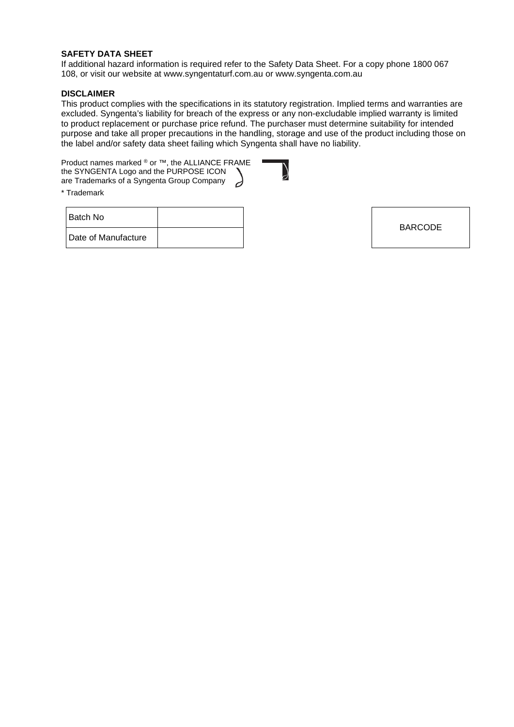**SAFETY DATA SHEET**

If additional hazard information is required refer to the Safety Data Sheet. For a copy phone 1800 067 108, or visit our website at www.syngentaturf.com.au or www.syngenta.com.au

**DISCLAIMER**

This product complies with the specifications in its statutory registration. Implied terms and warranties are excluded. Syngenta's liability for breach of the express or any non-excludable implied warranty is limited to product replacement or purchase price refund. The purchaser must determine suitability for intended purpose and take all proper precautions in the handling, storage and use of the product including those on the label and/or safety data sheet failing which Syngenta shall have no liability.

Product names marked ® or ™, the ALLIANCE FRAME the SYNGENTA Logo and the PURPOSE ICON are Trademarks of a Syngenta Group Company

* Trademark

| | |
|---|---|
| Batch No | |
| Date of Manufacture | |

BARCODE